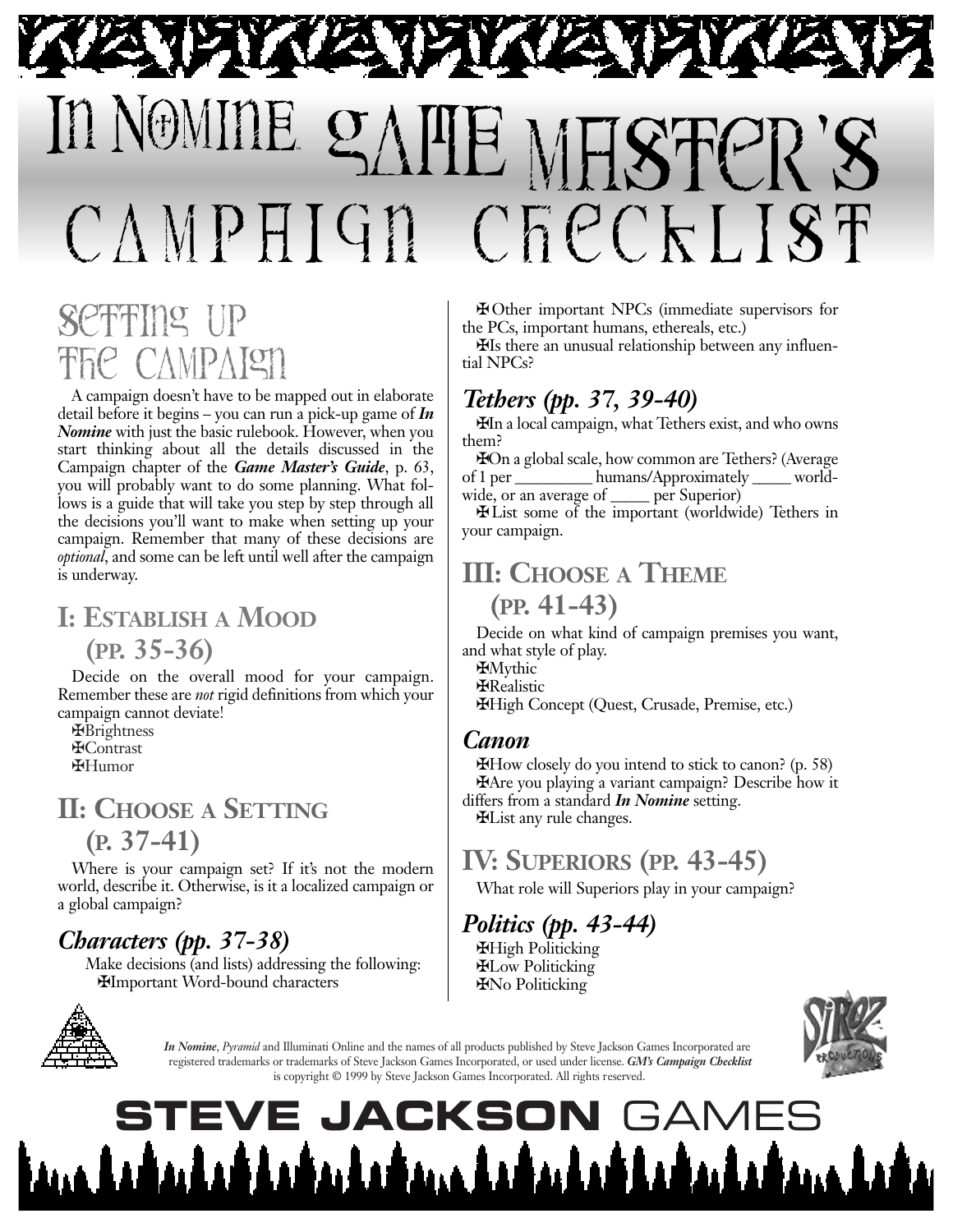# In Nomine Game Master's Campaign Checklist

## Setting Up the Campaign

A campaign doesn't have to be mapped out in elaborate detail before it begins – you can run a pick-up game of ***In Nomine*** with just the basic rulebook. However, when you start thinking about all the details discussed in the Campaign chapter of the ***Game Master's Guide***, p. 63, you will probably want to do some planning. What follows is a guide that will take you step by step through all the decisions you'll want to make when setting up your campaign. Remember that many of these decisions are *optional*, and some can be left until well after the campaign is underway.

## I: Establish a Mood (pp. 35-36)

Decide on the overall mood for your campaign. Remember these are *not* rigid definitions from which your campaign cannot deviate!

- ✠Brightness
- ✠Contrast
- ✠Humor

## II: Choose a Setting (p. 37-41)

Where is your campaign set? If it's not the modern world, describe it. Otherwise, is it a localized campaign or a global campaign?

### *Characters (pp. 37-38)*

Make decisions (and lists) addressing the following:

- ✠Important Word-bound characters
- ✠Other important NPCs (immediate supervisors for the PCs, important humans, ethereals, etc.)
- ✠Is there an unusual relationship between any influential NPCs?

### *Tethers (pp. 37, 39-40)*

- ✠In a local campaign, what Tethers exist, and who owns them?
- ✠On a global scale, how common are Tethers? (Average of 1 per _________ humans/Approximately _____ worldwide, or an average of _____ per Superior)
- ✠List some of the important (worldwide) Tethers in your campaign.

## III: Choose a Theme (pp. 41-43)

Decide on what kind of campaign premises you want, and what style of play.

- ✠Mythic
- ✠Realistic
- ✠High Concept (Quest, Crusade, Premise, etc.)

### *Canon*

- ✠How closely do you intend to stick to canon? (p. 58)
- ✠Are you playing a variant campaign? Describe how it differs from a standard ***In Nomine*** setting.
- ✠List any rule changes.

## IV: Superiors (pp. 43-45)

What role will Superiors play in your campaign?

### *Politics (pp. 43-44)*

- ✠High Politicking
- ✠Low Politicking
- ✠No Politicking

***In Nomine***, *Pyramid* and Illuminati Online and the names of all products published by Steve Jackson Games Incorporated are registered trademarks or trademarks of Steve Jackson Games Incorporated, or used under license. ***GM's Campaign Checklist*** is copyright © 1999 by Steve Jackson Games Incorporated. All rights reserved.

**STEVE JACKSON** GAMES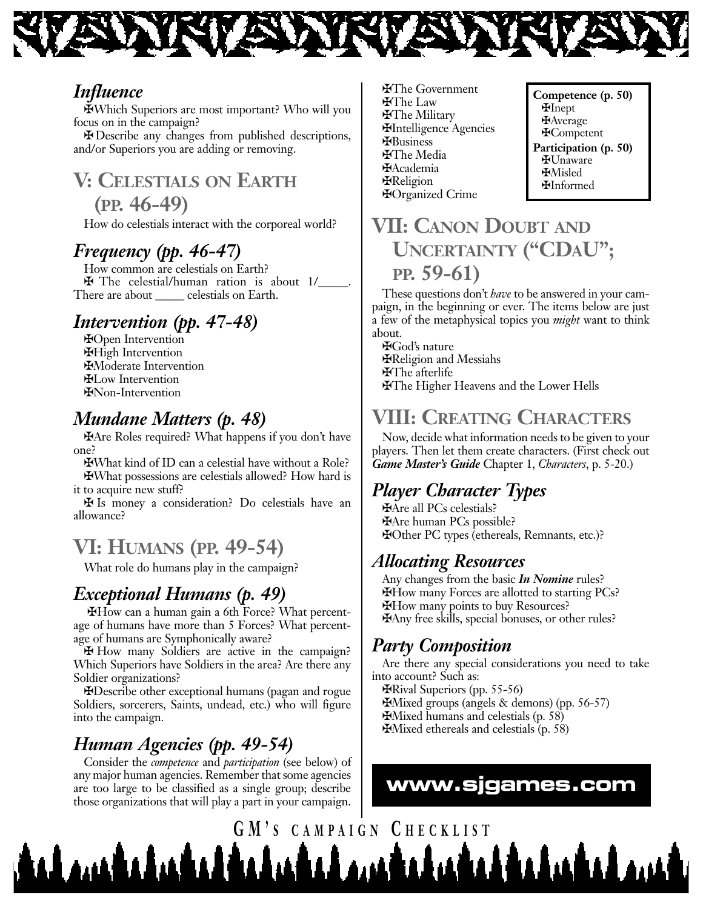## *Influence*

✠Which Superiors are most important? Who will you focus on in the campaign?

✠Describe any changes from published descriptions, and/or Superiors you are adding or removing.

# V: Celestials on Earth (pp. 46-49)

How do celestials interact with the corporeal world?

## *Frequency (pp. 46-47)*

How common are celestials on Earth?

✠The celestial/human ration is about 1/_____. There are about _____ celestials on Earth.

## *Intervention (pp. 47-48)*

✠Open Intervention
✠High Intervention
✠Moderate Intervention
✠Low Intervention
✠Non-Intervention

## *Mundane Matters (p. 48)*

✠Are Roles required? What happens if you don't have one?

✠What kind of ID can a celestial have without a Role?

✠What possessions are celestials allowed? How hard is it to acquire new stuff?

✠Is money a consideration? Do celestials have an allowance?

# VI: Humans (pp. 49-54)

What role do humans play in the campaign?

## *Exceptional Humans (p. 49)*

✠How can a human gain a 6th Force? What percentage of humans have more than 5 Forces? What percentage of humans are Symphonically aware?

✠How many Soldiers are active in the campaign? Which Superiors have Soldiers in the area? Are there any Soldier organizations?

✠Describe other exceptional humans (pagan and rogue Soldiers, sorcerers, Saints, undead, etc.) who will figure into the campaign.

## *Human Agencies (pp. 49-54)*

Consider the *competence* and *participation* (see below) of any major human agencies. Remember that some agencies are too large to be classified as a single group; describe those organizations that will play a part in your campaign.

✠The Government
✠The Law
✠The Military
✠Intelligence Agencies
✠Business
✠The Media
✠Academia
✠Religion
✠Organized Crime

**Competence (p. 50)**
✠Inept
✠Average
✠Competent

**Participation (p. 50)**
✠Unaware
✠Misled
✠Informed

# VII: Canon Doubt and Uncertainty ("CDaU"; pp. 59-61)

These questions don't *have* to be answered in your campaign, in the beginning or ever. The items below are just a few of the metaphysical topics you *might* want to think about.

✠God's nature
✠Religion and Messiahs
✠The afterlife
✠The Higher Heavens and the Lower Hells

# VIII: Creating Characters

Now, decide what information needs to be given to your players. Then let them create characters. (First check out ***Game Master's Guide*** Chapter 1, *Characters*, p. 5-20.)

## *Player Character Types*

✠Are all PCs celestials?
✠Are human PCs possible?
✠Other PC types (ethereals, Remnants, etc.)?

## *Allocating Resources*

Any changes from the basic ***In Nomine*** rules?

✠How many Forces are allotted to starting PCs?
✠How many points to buy Resources?
✠Any free skills, special bonuses, or other rules?

## *Party Composition*

Are there any special considerations you need to take into account? Such as:

✠Rival Superiors (pp. 55-56)
✠Mixed groups (angels & demons) (pp. 56-57)
✠Mixed humans and celestials (p. 58)
✠Mixed ethereals and celestials (p. 58)

**www.sjgames.com**